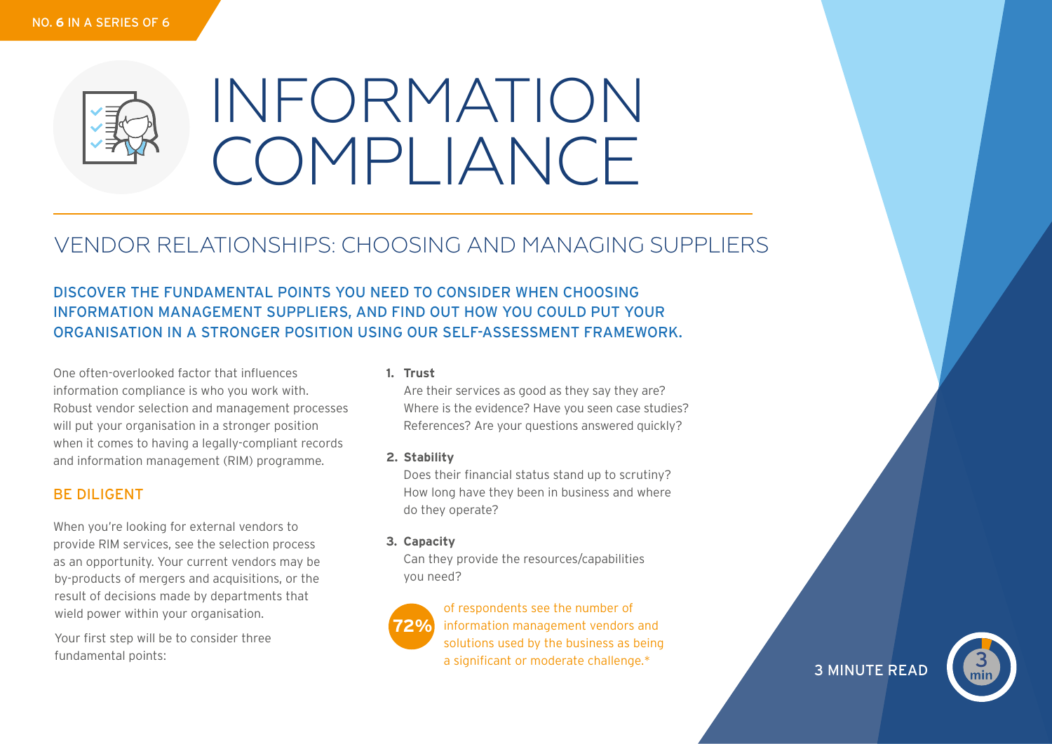NO. 6 IN A SERIES OF 6

# INFORMATION COMPLIANCE

## VENDOR RELATIONSHIPS: CHOOSING AND MANAGING SUPPLIERS

**DISCOVER THE FUNDAMENTAL POINTS YOU NEED TO CONSIDER WHEN CHOOSING INFORMATION MANAGEMENT SUPPLIERS, AND FIND OUT HOW YOU COULD PUT YOUR ORGANISATION IN A STRONGER POSITION USING OUR SELF-ASSESSMENT FRAMEWORK.**

One often-overlooked factor that influences information compliance is who you work with. Robust vendor selection and management processes will put your organisation in a stronger position when it comes to having a legally-compliant records and information management (RIM) programme.

### BE DILIGENT

When you're looking for external vendors to provide RIM services, see the selection process as an opportunity. Your current vendors may be by-products of mergers and acquisitions, or the result of decisions made by departments that wield power within your organisation.

Your first step will be to consider three fundamental points:

1. **Trust**
   Are their services as good as they say they are? Where is the evidence? Have you seen case studies? References? Are your questions answered quickly?

2. **Stability**
   Does their financial status stand up to scrutiny? How long have they been in business and where do they operate?

3. **Capacity**
   Can they provide the resources/capabilities you need?

**72%** of respondents see the number of information management vendors and solutions used by the business as being a significant or moderate challenge.*

3 MINUTE READ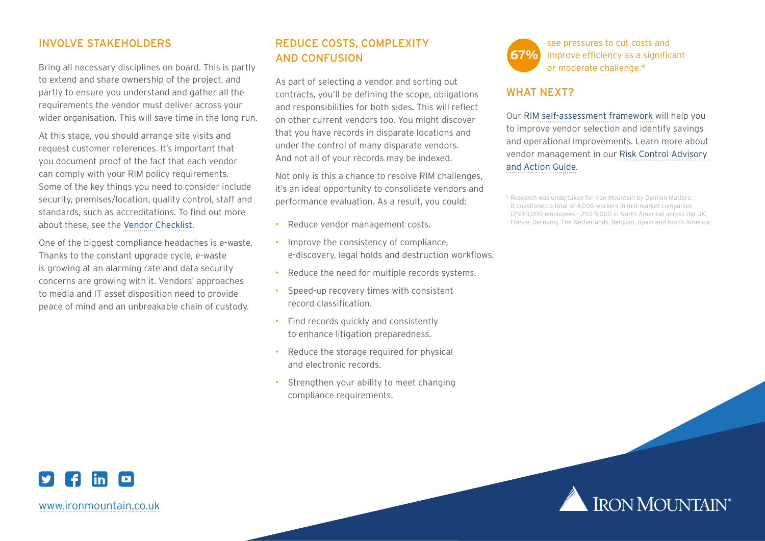## INVOLVE STAKEHOLDERS

Bring all necessary disciplines on board. This is partly to extend and share ownership of the project, and partly to ensure you understand and gather all the requirements the vendor must deliver across your wider organisation. This will save time in the long run.

At this stage, you should arrange site visits and request customer references. It's important that you document proof of the fact that each vendor can comply with your RIM policy requirements. Some of the key things you need to consider include security, premises/location, quality control, staff and standards, such as accreditations. To find out more about these, see the Vendor Checklist.

One of the biggest compliance headaches is e-waste. Thanks to the constant upgrade cycle, e-waste is growing at an alarming rate and data security concerns are growing with it. Vendors' approaches to media and IT asset disposition need to provide peace of mind and an unbreakable chain of custody.

## REDUCE COSTS, COMPLEXITY AND CONFUSION

As part of selecting a vendor and sorting out contracts, you'll be defining the scope, obligations and responsibilities for both sides. This will reflect on other current vendors too. You might discover that you have records in disparate locations and under the control of many disparate vendors. And not all of your records may be indexed.

Not only is this a chance to resolve RIM challenges, it's an ideal opportunity to consolidate vendors and performance evaluation. As a result, you could:

- Reduce vendor management costs.
- Improve the consistency of compliance, e-discovery, legal holds and destruction workflows.
- Reduce the need for multiple records systems.
- Speed-up recovery times with consistent record classification.
- Find records quickly and consistently to enhance litigation preparedness.
- Reduce the storage required for physical and electronic records.
- Strengthen your ability to meet changing compliance requirements.

**67%** see pressures to cut costs and improve efficiency as a significant or moderate challenge.*

## WHAT NEXT?

Our RIM self-assessment framework will help you to improve vendor selection and identify savings and operational improvements. Learn more about vendor management in our Risk Control Advisory and Action Guide.

\* Research was undertaken for Iron Mountain by Opinion Matters. It questioned a total of 4,006 workers in mid-market companies (250-3,000 employees – 250-5,000 in North America) across the UK, France, Germany, The Netherlands, Belgium, Spain and North America.

www.ironmountain.co.uk

IRON MOUNTAIN®